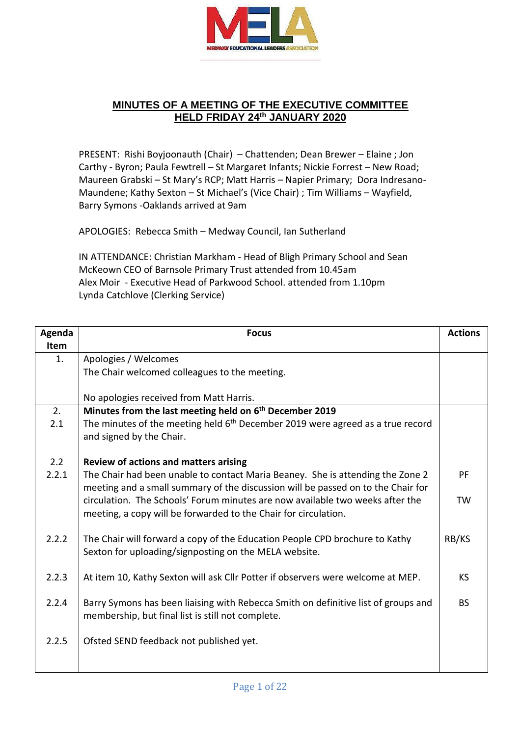## MINUTES OF A MEETING OF THE EXECUTIVE COMMITTEE HELD FRIDAY 24th JANUARY 2020

PRESENT: Rishi Boyjoonauth (Chair) – Chattenden; Dean Brewer – Elaine ; Jon Carthy - Byron; Paula Fewtrell – St Margaret Infants; Nickie Forrest – New Road; Maureen Grabski – St Mary's RCP; Matt Harris – Napier Primary; Dora Indresano-Maundene; Kathy Sexton – St Michael's (Vice Chair) ; Tim Williams – Wayfield, Barry Symons -Oaklands arrived at 9am

APOLOGIES: Rebecca Smith – Medway Council, Ian Sutherland

IN ATTENDANCE: Christian Markham - Head of Bligh Primary School and Sean McKeown CEO of Barnsole Primary Trust attended from 10.45am
Alex Moir - Executive Head of Parkwood School. attended from 1.10pm
Lynda Catchlove (Clerking Service)

| Agenda Item | Focus | Actions |
|---|---|---|
| 1. | Apologies / Welcomes<br>The Chair welcomed colleagues to the meeting.<br><br>No apologies received from Matt Harris. | |
| 2.<br>2.1 | **Minutes from the last meeting held on 6th December 2019**<br>The minutes of the meeting held 6th December 2019 were agreed as a true record and signed by the Chair. | |
| 2.2<br>2.2.1 | **Review of actions and matters arising**<br>The Chair had been unable to contact Maria Beaney. She is attending the Zone 2 meeting and a small summary of the discussion will be passed on to the Chair for circulation. The Schools' Forum minutes are now available two weeks after the meeting, a copy will be forwarded to the Chair for circulation. | PF<br><br>TW |
| 2.2.2 | The Chair will forward a copy of the Education People CPD brochure to Kathy Sexton for uploading/signposting on the MELA website. | RB/KS |
| 2.2.3 | At item 10, Kathy Sexton will ask Cllr Potter if observers were welcome at MEP. | KS |
| 2.2.4 | Barry Symons has been liaising with Rebecca Smith on definitive list of groups and membership, but final list is still not complete. | BS |
| 2.2.5 | Ofsted SEND feedback not published yet. | |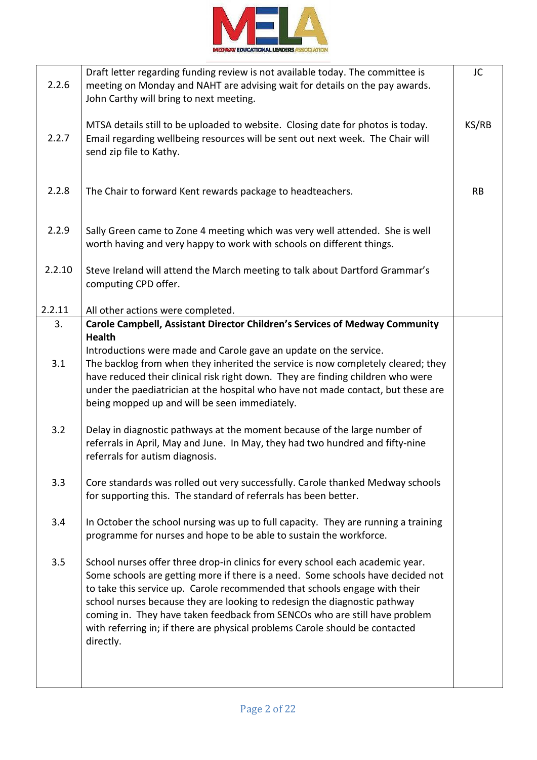| | | |
|---|---|---|
| 2.2.6 | Draft letter regarding funding review is not available today. The committee is meeting on Monday and NAHT are advising wait for details on the pay awards. John Carthy will bring to next meeting. | JC |
| 2.2.7 | MTSA details still to be uploaded to website. Closing date for photos is today. Email regarding wellbeing resources will be sent out next week. The Chair will send zip file to Kathy. | KS/RB |
| 2.2.8 | The Chair to forward Kent rewards package to headteachers. | RB |
| 2.2.9 | Sally Green came to Zone 4 meeting which was very well attended. She is well worth having and very happy to work with schools on different things. | |
| 2.2.10 | Steve Ireland will attend the March meeting to talk about Dartford Grammar's computing CPD offer. | |
| 2.2.11 | All other actions were completed. | |
| 3. | **Carole Campbell, Assistant Director Children's Services of Medway Community Health**<br>Introductions were made and Carole gave an update on the service. | |
| 3.1 | The backlog from when they inherited the service is now completely cleared; they have reduced their clinical risk right down. They are finding children who were under the paediatrician at the hospital who have not made contact, but these are being mopped up and will be seen immediately. | |
| 3.2 | Delay in diagnostic pathways at the moment because of the large number of referrals in April, May and June. In May, they had two hundred and fifty-nine referrals for autism diagnosis. | |
| 3.3 | Core standards was rolled out very successfully. Carole thanked Medway schools for supporting this. The standard of referrals has been better. | |
| 3.4 | In October the school nursing was up to full capacity. They are running a training programme for nurses and hope to be able to sustain the workforce. | |
| 3.5 | School nurses offer three drop-in clinics for every school each academic year. Some schools are getting more if there is a need. Some schools have decided not to take this service up. Carole recommended that schools engage with their school nurses because they are looking to redesign the diagnostic pathway coming in. They have taken feedback from SENCOs who are still have problem with referring in; if there are physical problems Carole should be contacted directly. | |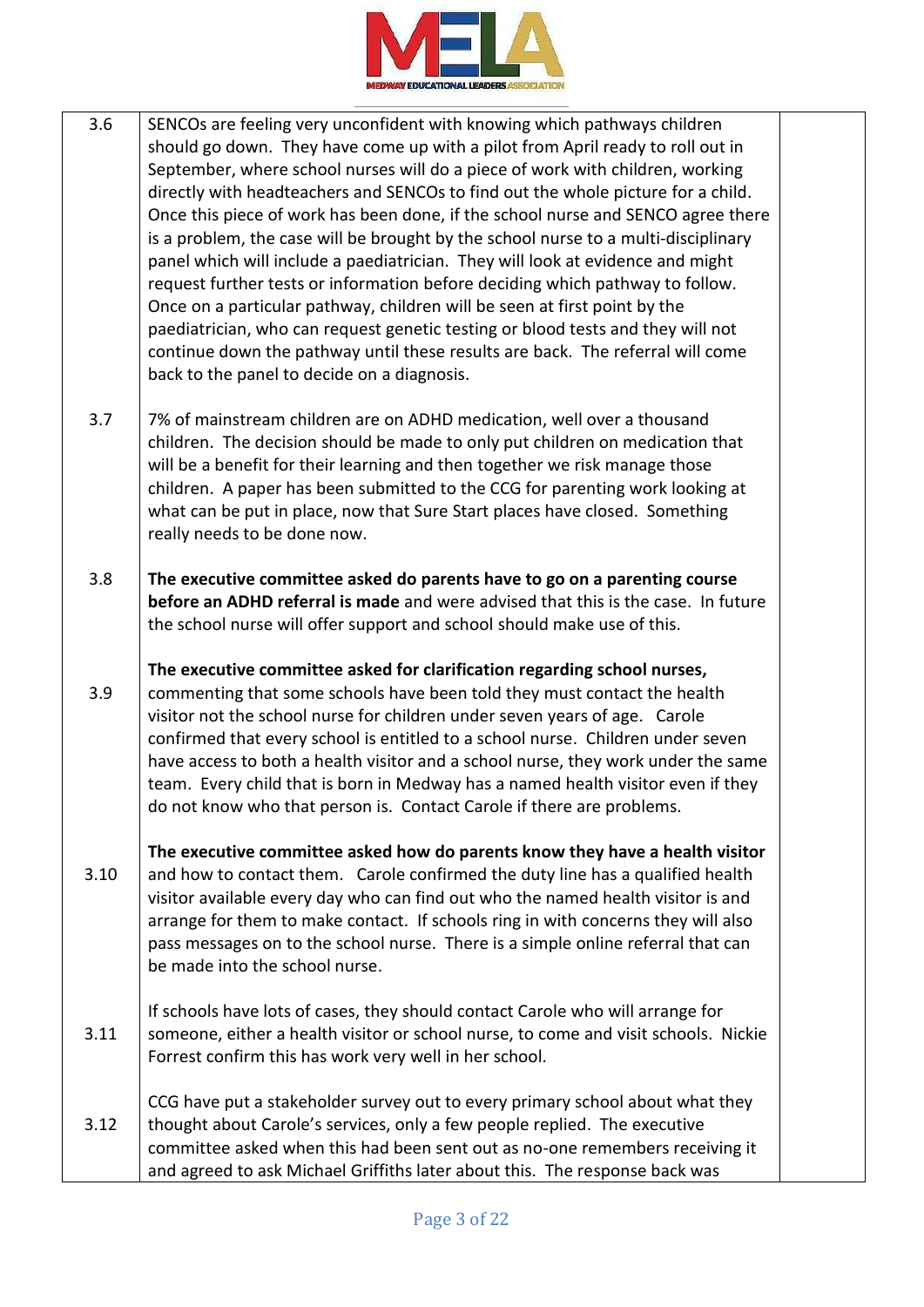| | | |
|---|---|---|
| 3.6 | SENCOs are feeling very unconfident with knowing which pathways children should go down. They have come up with a pilot from April ready to roll out in September, where school nurses will do a piece of work with children, working directly with headteachers and SENCOs to find out the whole picture for a child. Once this piece of work has been done, if the school nurse and SENCO agree there is a problem, the case will be brought by the school nurse to a multi-disciplinary panel which will include a paediatrician. They will look at evidence and might request further tests or information before deciding which pathway to follow. Once on a particular pathway, children will be seen at first point by the paediatrician, who can request genetic testing or blood tests and they will not continue down the pathway until these results are back. The referral will come back to the panel to decide on a diagnosis. | |
| 3.7 | 7% of mainstream children are on ADHD medication, well over a thousand children. The decision should be made to only put children on medication that will be a benefit for their learning and then together we risk manage those children. A paper has been submitted to the CCG for parenting work looking at what can be put in place, now that Sure Start places have closed. Something really needs to be done now. | |
| 3.8 | **The executive committee asked do parents have to go on a parenting course before an ADHD referral is made** and were advised that this is the case. In future the school nurse will offer support and school should make use of this. | |
| 3.9 | **The executive committee asked for clarification regarding school nurses,** commenting that some schools have been told they must contact the health visitor not the school nurse for children under seven years of age. Carole confirmed that every school is entitled to a school nurse. Children under seven have access to both a health visitor and a school nurse, they work under the same team. Every child that is born in Medway has a named health visitor even if they do not know who that person is. Contact Carole if there are problems. | |
| 3.10 | **The executive committee asked how do parents know they have a health visitor** and how to contact them. Carole confirmed the duty line has a qualified health visitor available every day who can find out who the named health visitor is and arrange for them to make contact. If schools ring in with concerns they will also pass messages on to the school nurse. There is a simple online referral that can be made into the school nurse. | |
| 3.11 | If schools have lots of cases, they should contact Carole who will arrange for someone, either a health visitor or school nurse, to come and visit schools. Nickie Forrest confirm this has work very well in her school. | |
| 3.12 | CCG have put a stakeholder survey out to every primary school about what they thought about Carole's services, only a few people replied. The executive committee asked when this had been sent out as no-one remembers receiving it and agreed to ask Michael Griffiths later about this. The response back was | |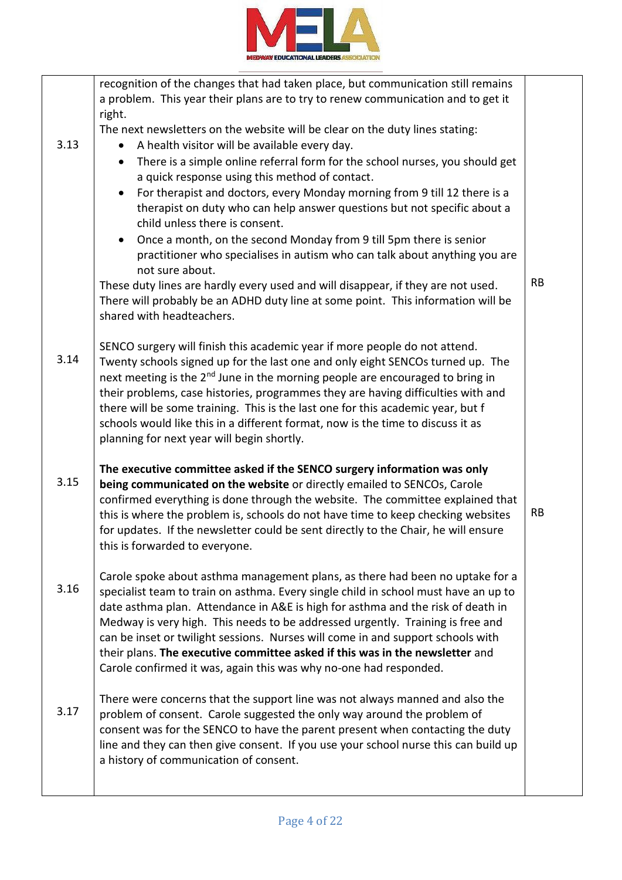| | | |
|---|---|---|
| 3.13 | recognition of the changes that had taken place, but communication still remains a problem. This year their plans are to try to renew communication and to get it right.<br>The next newsletters on the website will be clear on the duty lines stating:<br>• A health visitor will be available every day.<br>• There is a simple online referral form for the school nurses, you should get a quick response using this method of contact.<br>• For therapist and doctors, every Monday morning from 9 till 12 there is a therapist on duty who can help answer questions but not specific about a child unless there is consent.<br>• Once a month, on the second Monday from 9 till 5pm there is senior practitioner who specialises in autism who can talk about anything you are not sure about.<br>These duty lines are hardly every used and will disappear, if they are not used. There will probably be an ADHD duty line at some point. This information will be shared with headteachers. | RB |
| 3.14 | SENCO surgery will finish this academic year if more people do not attend. Twenty schools signed up for the last one and only eight SENCOs turned up. The next meeting is the 2nd June in the morning people are encouraged to bring in their problems, case histories, programmes they are having difficulties with and there will be some training. This is the last one for this academic year, but f schools would like this in a different format, now is the time to discuss it as planning for next year will begin shortly. | |
| 3.15 | **The executive committee asked if the SENCO surgery information was only being communicated on the website** or directly emailed to SENCOs, Carole confirmed everything is done through the website. The committee explained that this is where the problem is, schools do not have time to keep checking websites for updates. If the newsletter could be sent directly to the Chair, he will ensure this is forwarded to everyone. | RB |
| 3.16 | Carole spoke about asthma management plans, as there had been no uptake for a specialist team to train on asthma. Every single child in school must have an up to date asthma plan. Attendance in A&E is high for asthma and the risk of death in Medway is very high. This needs to be addressed urgently. Training is free and can be inset or twilight sessions. Nurses will come in and support schools with their plans. **The executive committee asked if this was in the newsletter** and Carole confirmed it was, again this was why no-one had responded. | |
| 3.17 | There were concerns that the support line was not always manned and also the problem of consent. Carole suggested the only way around the problem of consent was for the SENCO to have the parent present when contacting the duty line and they can then give consent. If you use your school nurse this can build up a history of communication of consent. | |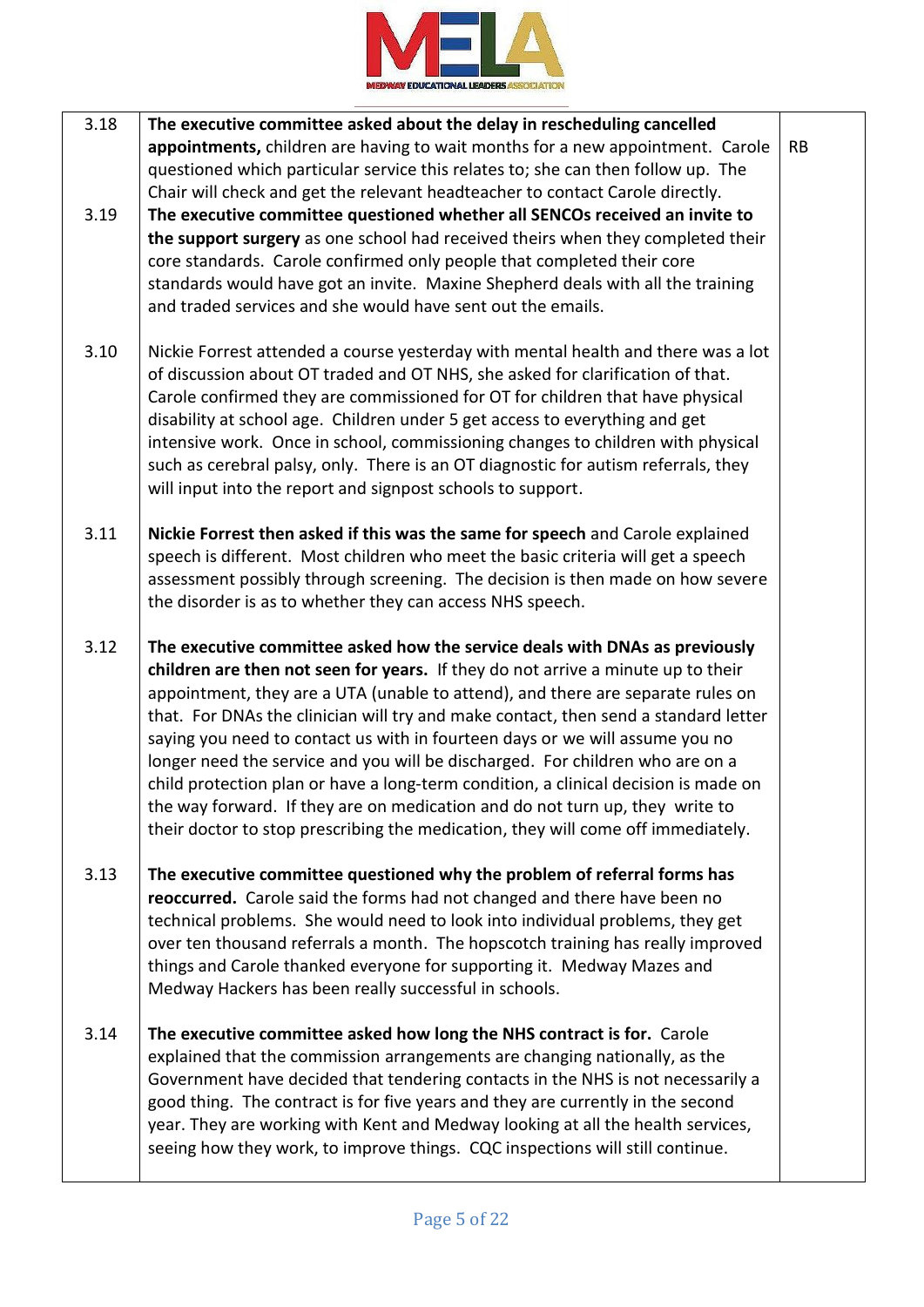| | | |
|---|---|---|
| 3.18 | **The executive committee asked about the delay in rescheduling cancelled appointments,** children are having to wait months for a new appointment. Carole questioned which particular service this relates to; she can then follow up. The Chair will check and get the relevant headteacher to contact Carole directly. | RB |
| 3.19 | **The executive committee questioned whether all SENCOs received an invite to the support surgery** as one school had received theirs when they completed their core standards. Carole confirmed only people that completed their core standards would have got an invite. Maxine Shepherd deals with all the training and traded services and she would have sent out the emails. | |
| 3.10 | Nickie Forrest attended a course yesterday with mental health and there was a lot of discussion about OT traded and OT NHS, she asked for clarification of that. Carole confirmed they are commissioned for OT for children that have physical disability at school age. Children under 5 get access to everything and get intensive work. Once in school, commissioning changes to children with physical such as cerebral palsy, only. There is an OT diagnostic for autism referrals, they will input into the report and signpost schools to support. | |
| 3.11 | **Nickie Forrest then asked if this was the same for speech** and Carole explained speech is different. Most children who meet the basic criteria will get a speech assessment possibly through screening. The decision is then made on how severe the disorder is as to whether they can access NHS speech. | |
| 3.12 | **The executive committee asked how the service deals with DNAs as previously children are then not seen for years.** If they do not arrive a minute up to their appointment, they are a UTA (unable to attend), and there are separate rules on that. For DNAs the clinician will try and make contact, then send a standard letter saying you need to contact us with in fourteen days or we will assume you no longer need the service and you will be discharged. For children who are on a child protection plan or have a long-term condition, a clinical decision is made on the way forward. If they are on medication and do not turn up, they write to their doctor to stop prescribing the medication, they will come off immediately. | |
| 3.13 | **The executive committee questioned why the problem of referral forms has reoccurred.** Carole said the forms had not changed and there have been no technical problems. She would need to look into individual problems, they get over ten thousand referrals a month. The hopscotch training has really improved things and Carole thanked everyone for supporting it. Medway Mazes and Medway Hackers has been really successful in schools. | |
| 3.14 | **The executive committee asked how long the NHS contract is for.** Carole explained that the commission arrangements are changing nationally, as the Government have decided that tendering contacts in the NHS is not necessarily a good thing. The contract is for five years and they are currently in the second year. They are working with Kent and Medway looking at all the health services, seeing how they work, to improve things. CQC inspections will still continue. | |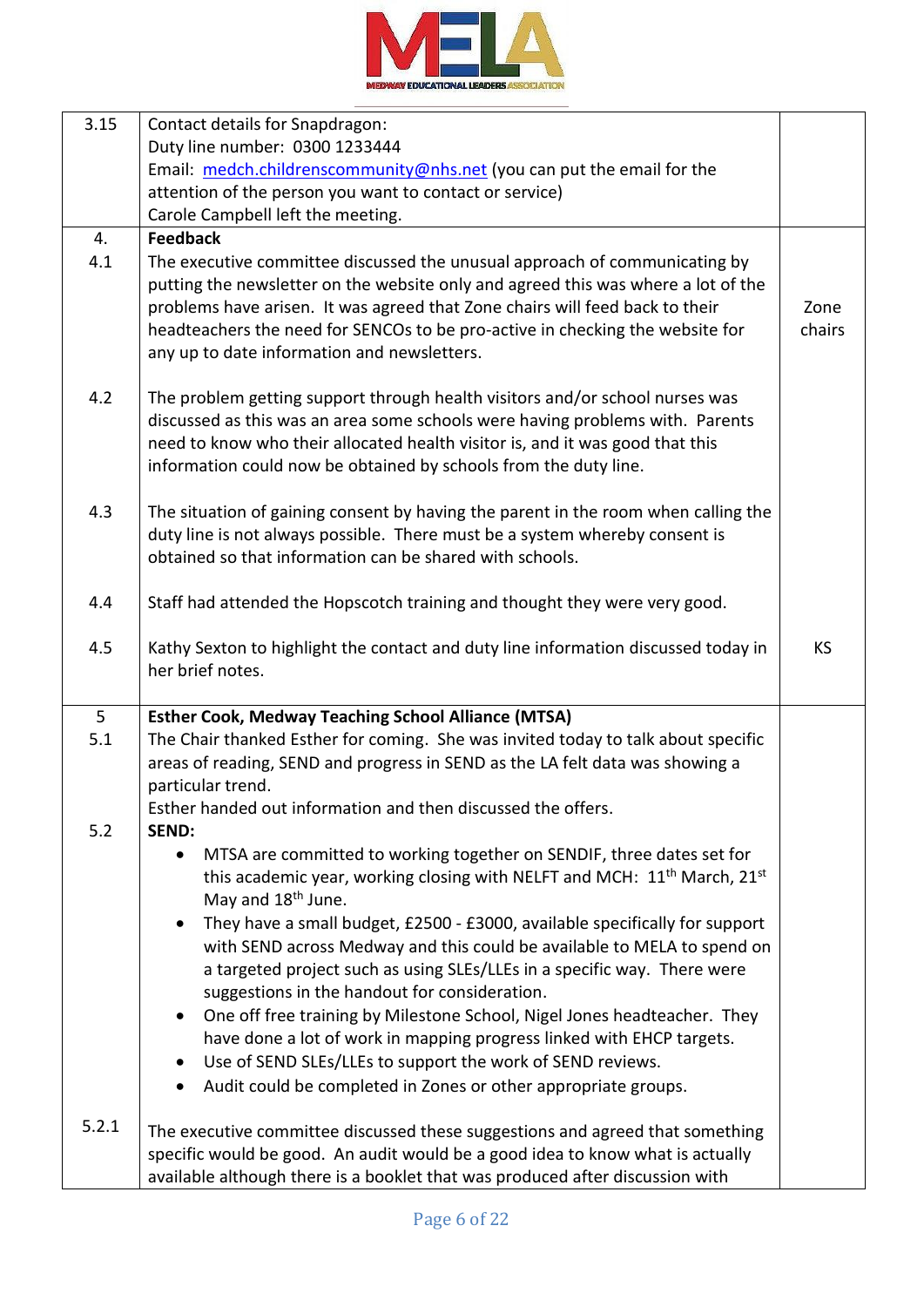| | | |
|---|---|---|
| 3.15 | Contact details for Snapdragon:<br>Duty line number: 0300 1233444<br>Email: medch.childrenscommunity@nhs.net (you can put the email for the attention of the person you want to contact or service)<br>Carole Campbell left the meeting. | |
| 4. | **Feedback** | |
| 4.1 | The executive committee discussed the unusual approach of communicating by putting the newsletter on the website only and agreed this was where a lot of the problems have arisen. It was agreed that Zone chairs will feed back to their headteachers the need for SENCOs to be pro-active in checking the website for any up to date information and newsletters. | Zone chairs |
| 4.2 | The problem getting support through health visitors and/or school nurses was discussed as this was an area some schools were having problems with. Parents need to know who their allocated health visitor is, and it was good that this information could now be obtained by schools from the duty line. | |
| 4.3 | The situation of gaining consent by having the parent in the room when calling the duty line is not always possible. There must be a system whereby consent is obtained so that information can be shared with schools. | |
| 4.4 | Staff had attended the Hopscotch training and thought they were very good. | |
| 4.5 | Kathy Sexton to highlight the contact and duty line information discussed today in her brief notes. | KS |
| 5 | **Esther Cook, Medway Teaching School Alliance (MTSA)** | |
| 5.1 | The Chair thanked Esther for coming. She was invited today to talk about specific areas of reading, SEND and progress in SEND as the LA felt data was showing a particular trend.<br>Esther handed out information and then discussed the offers. | |
| 5.2 | **SEND:**<br>• MTSA are committed to working together on SENDIF, three dates set for this academic year, working closing with NELFT and MCH: 11th March, 21st May and 18th June.<br>• They have a small budget, £2500 - £3000, available specifically for support with SEND across Medway and this could be available to MELA to spend on a targeted project such as using SLEs/LLEs in a specific way. There were suggestions in the handout for consideration.<br>• One off free training by Milestone School, Nigel Jones headteacher. They have done a lot of work in mapping progress linked with EHCP targets.<br>• Use of SEND SLEs/LLEs to support the work of SEND reviews.<br>• Audit could be completed in Zones or other appropriate groups. | |
| 5.2.1 | The executive committee discussed these suggestions and agreed that something specific would be good. An audit would be a good idea to know what is actually available although there is a booklet that was produced after discussion with | |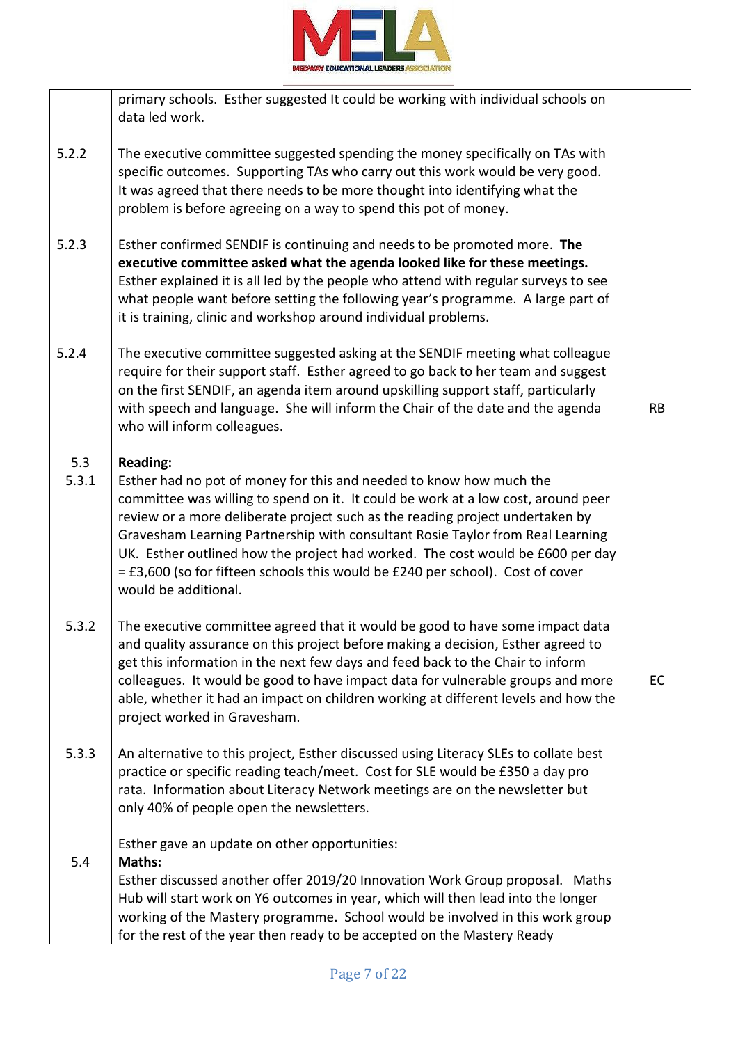| | | |
|---|---|---|
| | primary schools. Esther suggested It could be working with individual schools on data led work. | |
| 5.2.2 | The executive committee suggested spending the money specifically on TAs with specific outcomes. Supporting TAs who carry out this work would be very good. It was agreed that there needs to be more thought into identifying what the problem is before agreeing on a way to spend this pot of money. | |
| 5.2.3 | Esther confirmed SENDIF is continuing and needs to be promoted more. **The executive committee asked what the agenda looked like for these meetings.** Esther explained it is all led by the people who attend with regular surveys to see what people want before setting the following year's programme. A large part of it is training, clinic and workshop around individual problems. | |
| 5.2.4 | The executive committee suggested asking at the SENDIF meeting what colleague require for their support staff. Esther agreed to go back to her team and suggest on the first SENDIF, an agenda item around upskilling support staff, particularly with speech and language. She will inform the Chair of the date and the agenda who will inform colleagues. | RB |
| 5.3<br>5.3.1 | **Reading:**<br>Esther had no pot of money for this and needed to know how much the committee was willing to spend on it. It could be work at a low cost, around peer review or a more deliberate project such as the reading project undertaken by Gravesham Learning Partnership with consultant Rosie Taylor from Real Learning UK. Esther outlined how the project had worked. The cost would be £600 per day = £3,600 (so for fifteen schools this would be £240 per school). Cost of cover would be additional. | |
| 5.3.2 | The executive committee agreed that it would be good to have some impact data and quality assurance on this project before making a decision, Esther agreed to get this information in the next few days and feed back to the Chair to inform colleagues. It would be good to have impact data for vulnerable groups and more able, whether it had an impact on children working at different levels and how the project worked in Gravesham. | EC |
| 5.3.3 | An alternative to this project, Esther discussed using Literacy SLEs to collate best practice or specific reading teach/meet. Cost for SLE would be £350 a day pro rata. Information about Literacy Network meetings are on the newsletter but only 40% of people open the newsletters. | |
| 5.4 | Esther gave an update on other opportunities:<br>**Maths:**<br>Esther discussed another offer 2019/20 Innovation Work Group proposal. Maths Hub will start work on Y6 outcomes in year, which will then lead into the longer working of the Mastery programme. School would be involved in this work group for the rest of the year then ready to be accepted on the Mastery Ready | |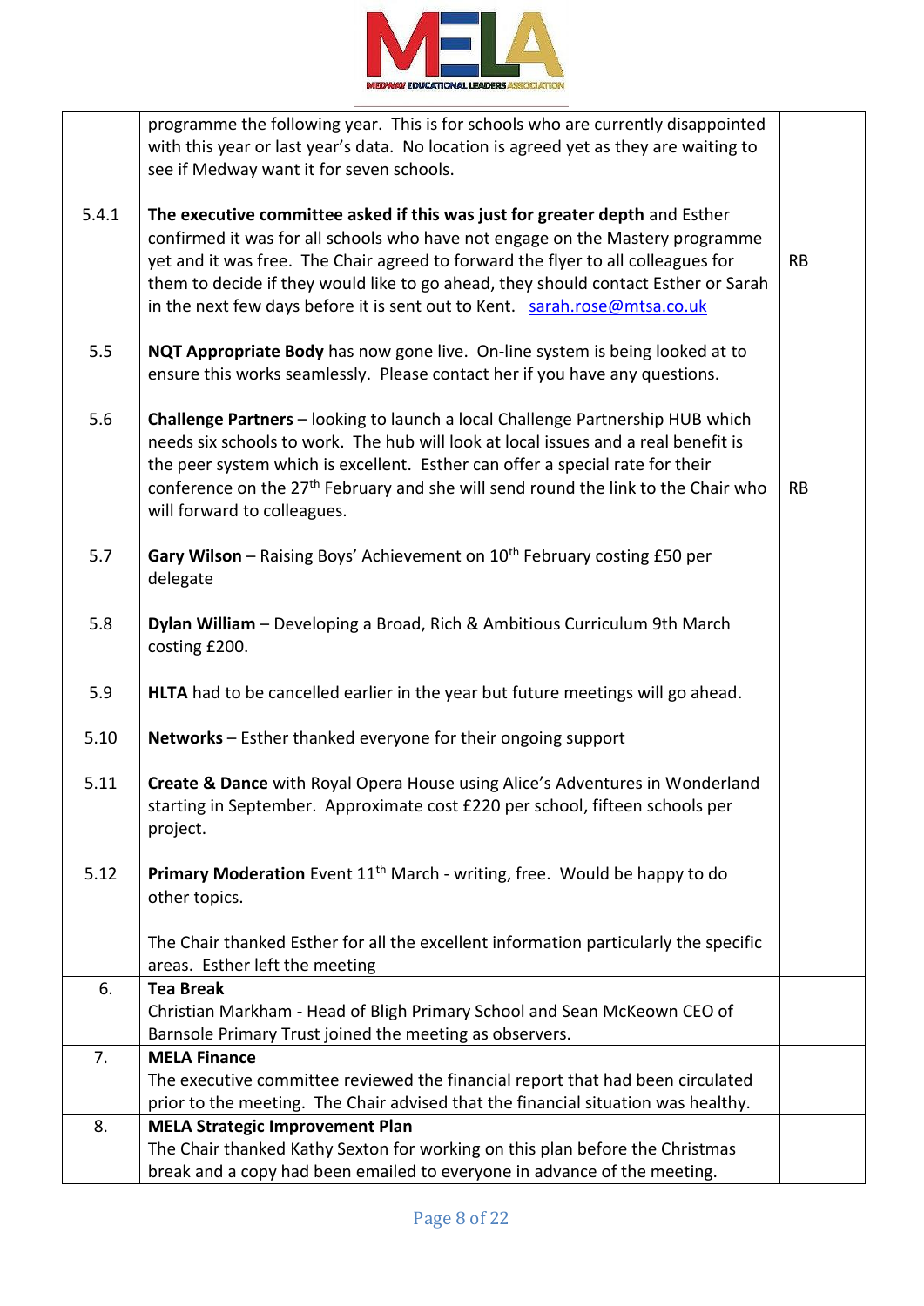| | | |
|---|---|---|
| | programme the following year. This is for schools who are currently disappointed with this year or last year's data. No location is agreed yet as they are waiting to see if Medway want it for seven schools. | |
| 5.4.1 | **The executive committee asked if this was just for greater depth** and Esther confirmed it was for all schools who have not engage on the Mastery programme yet and it was free. The Chair agreed to forward the flyer to all colleagues for them to decide if they would like to go ahead, they should contact Esther or Sarah in the next few days before it is sent out to Kent. sarah.rose@mtsa.co.uk | RB |
| 5.5 | **NQT Appropriate Body** has now gone live. On-line system is being looked at to ensure this works seamlessly. Please contact her if you have any questions. | |
| 5.6 | **Challenge Partners** – looking to launch a local Challenge Partnership HUB which needs six schools to work. The hub will look at local issues and a real benefit is the peer system which is excellent. Esther can offer a special rate for their conference on the 27th February and she will send round the link to the Chair who will forward to colleagues. | RB |
| 5.7 | **Gary Wilson** – Raising Boys' Achievement on 10th February costing £50 per delegate | |
| 5.8 | **Dylan William** – Developing a Broad, Rich & Ambitious Curriculum 9th March costing £200. | |
| 5.9 | **HLTA** had to be cancelled earlier in the year but future meetings will go ahead. | |
| 5.10 | **Networks** – Esther thanked everyone for their ongoing support | |
| 5.11 | **Create & Dance** with Royal Opera House using Alice's Adventures in Wonderland starting in September. Approximate cost £220 per school, fifteen schools per project. | |
| 5.12 | **Primary Moderation** Event 11th March - writing, free. Would be happy to do other topics.<br><br>The Chair thanked Esther for all the excellent information particularly the specific areas. Esther left the meeting | |
| 6. | **Tea Break**<br>Christian Markham - Head of Bligh Primary School and Sean McKeown CEO of Barnsole Primary Trust joined the meeting as observers. | |
| 7. | **MELA Finance**<br>The executive committee reviewed the financial report that had been circulated prior to the meeting. The Chair advised that the financial situation was healthy. | |
| 8. | **MELA Strategic Improvement Plan**<br>The Chair thanked Kathy Sexton for working on this plan before the Christmas break and a copy had been emailed to everyone in advance of the meeting. | |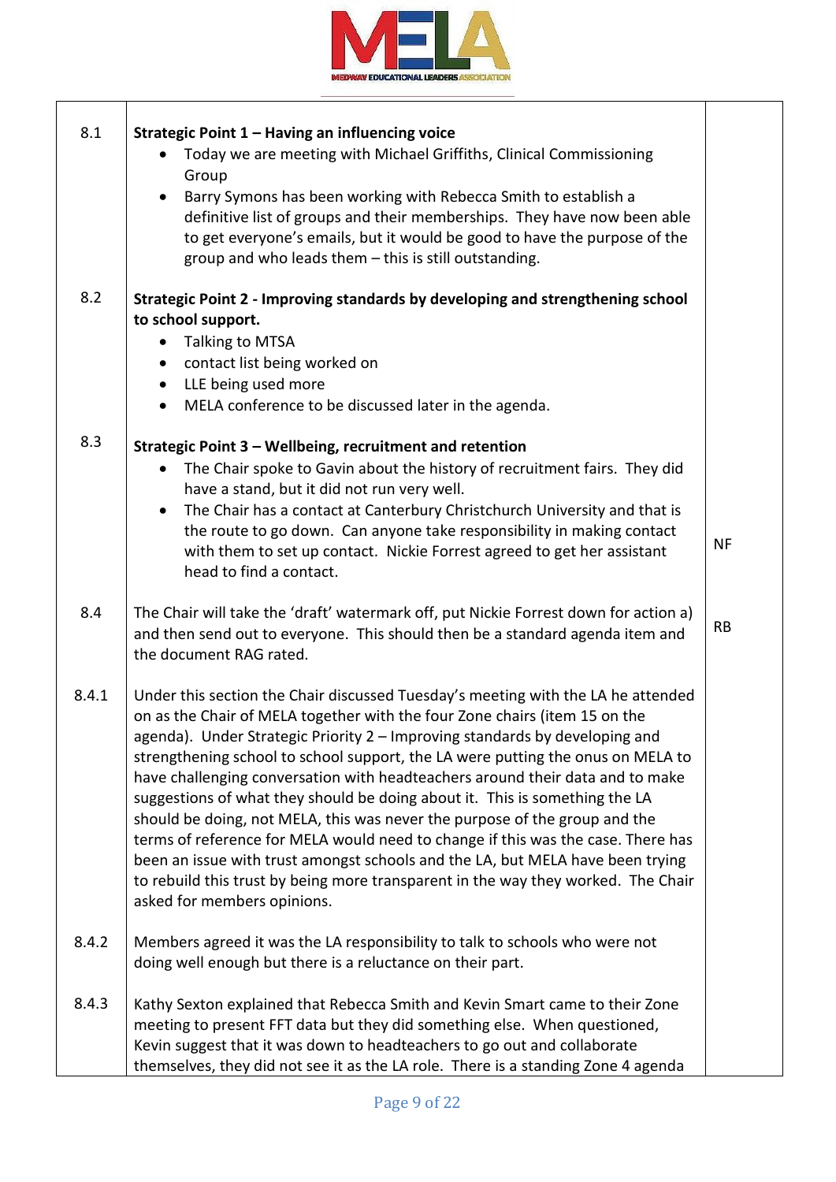| | | |
|---|---|---|
| 8.1 | **Strategic Point 1 – Having an influencing voice**<br>• Today we are meeting with Michael Griffiths, Clinical Commissioning Group<br>• Barry Symons has been working with Rebecca Smith to establish a definitive list of groups and their memberships. They have now been able to get everyone's emails, but it would be good to have the purpose of the group and who leads them – this is still outstanding. | |
| 8.2 | **Strategic Point 2 - Improving standards by developing and strengthening school to school support.**<br>• Talking to MTSA<br>• contact list being worked on<br>• LLE being used more<br>• MELA conference to be discussed later in the agenda. | |
| 8.3 | **Strategic Point 3 – Wellbeing, recruitment and retention**<br>• The Chair spoke to Gavin about the history of recruitment fairs. They did have a stand, but it did not run very well.<br>• The Chair has a contact at Canterbury Christchurch University and that is the route to go down. Can anyone take responsibility in making contact with them to set up contact. Nickie Forrest agreed to get her assistant head to find a contact. | NF |
| 8.4 | The Chair will take the 'draft' watermark off, put Nickie Forrest down for action a) and then send out to everyone. This should then be a standard agenda item and the document RAG rated. | RB |
| 8.4.1 | Under this section the Chair discussed Tuesday's meeting with the LA he attended on as the Chair of MELA together with the four Zone chairs (item 15 on the agenda). Under Strategic Priority 2 – Improving standards by developing and strengthening school to school support, the LA were putting the onus on MELA to have challenging conversation with headteachers around their data and to make suggestions of what they should be doing about it. This is something the LA should be doing, not MELA, this was never the purpose of the group and the terms of reference for MELA would need to change if this was the case. There has been an issue with trust amongst schools and the LA, but MELA have been trying to rebuild this trust by being more transparent in the way they worked. The Chair asked for members opinions. | |
| 8.4.2 | Members agreed it was the LA responsibility to talk to schools who were not doing well enough but there is a reluctance on their part. | |
| 8.4.3 | Kathy Sexton explained that Rebecca Smith and Kevin Smart came to their Zone meeting to present FFT data but they did something else. When questioned, Kevin suggest that it was down to headteachers to go out and collaborate themselves, they did not see it as the LA role. There is a standing Zone 4 agenda | |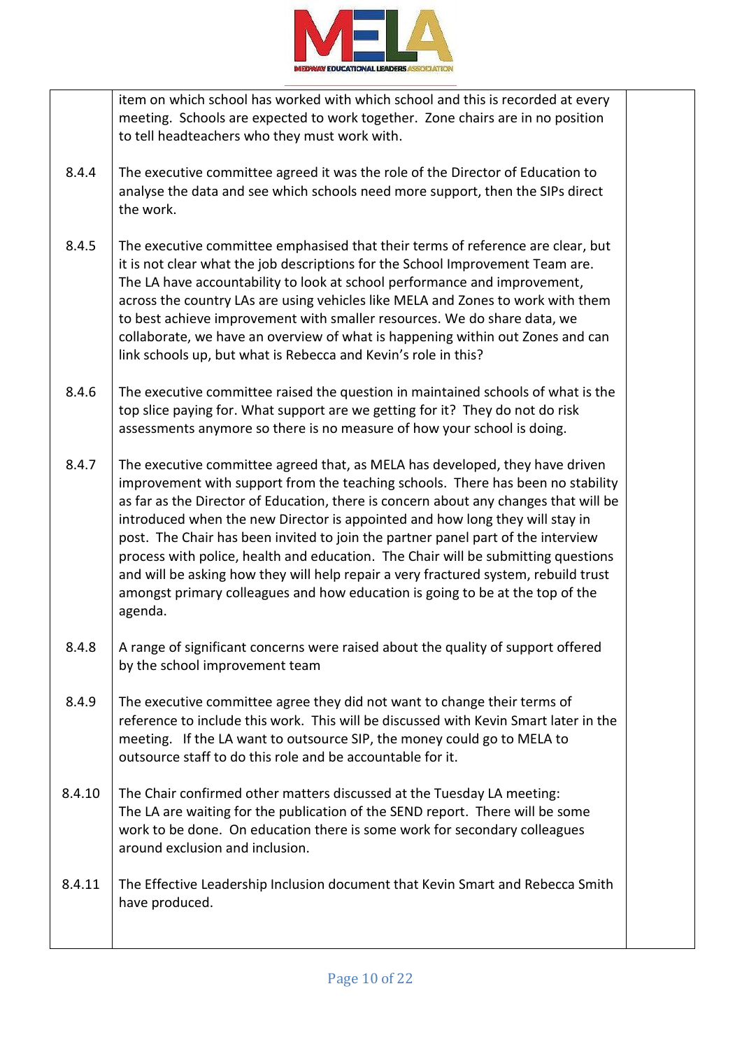| | | |
|---|---|---|
| | item on which school has worked with which school and this is recorded at every meeting. Schools are expected to work together. Zone chairs are in no position to tell headteachers who they must work with. | |
| 8.4.4 | The executive committee agreed it was the role of the Director of Education to analyse the data and see which schools need more support, then the SIPs direct the work. | |
| 8.4.5 | The executive committee emphasised that their terms of reference are clear, but it is not clear what the job descriptions for the School Improvement Team are. The LA have accountability to look at school performance and improvement, across the country LAs are using vehicles like MELA and Zones to work with them to best achieve improvement with smaller resources. We do share data, we collaborate, we have an overview of what is happening within out Zones and can link schools up, but what is Rebecca and Kevin's role in this? | |
| 8.4.6 | The executive committee raised the question in maintained schools of what is the top slice paying for. What support are we getting for it? They do not do risk assessments anymore so there is no measure of how your school is doing. | |
| 8.4.7 | The executive committee agreed that, as MELA has developed, they have driven improvement with support from the teaching schools. There has been no stability as far as the Director of Education, there is concern about any changes that will be introduced when the new Director is appointed and how long they will stay in post. The Chair has been invited to join the partner panel part of the interview process with police, health and education. The Chair will be submitting questions and will be asking how they will help repair a very fractured system, rebuild trust amongst primary colleagues and how education is going to be at the top of the agenda. | |
| 8.4.8 | A range of significant concerns were raised about the quality of support offered by the school improvement team | |
| 8.4.9 | The executive committee agree they did not want to change their terms of reference to include this work. This will be discussed with Kevin Smart later in the meeting. If the LA want to outsource SIP, the money could go to MELA to outsource staff to do this role and be accountable for it. | |
| 8.4.10 | The Chair confirmed other matters discussed at the Tuesday LA meeting: The LA are waiting for the publication of the SEND report. There will be some work to be done. On education there is some work for secondary colleagues around exclusion and inclusion. | |
| 8.4.11 | The Effective Leadership Inclusion document that Kevin Smart and Rebecca Smith have produced. | |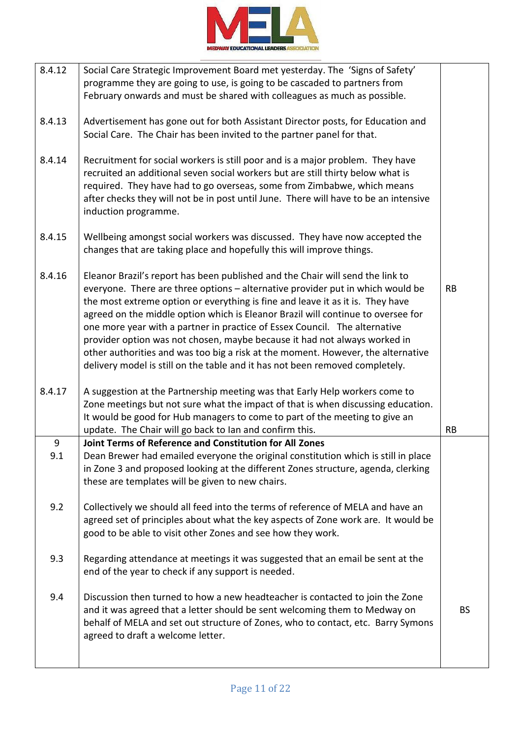| | | |
|---|---|---|
| 8.4.12 | Social Care Strategic Improvement Board met yesterday. The 'Signs of Safety' programme they are going to use, is going to be cascaded to partners from February onwards and must be shared with colleagues as much as possible. | |
| 8.4.13 | Advertisement has gone out for both Assistant Director posts, for Education and Social Care. The Chair has been invited to the partner panel for that. | |
| 8.4.14 | Recruitment for social workers is still poor and is a major problem. They have recruited an additional seven social workers but are still thirty below what is required. They have had to go overseas, some from Zimbabwe, which means after checks they will not be in post until June. There will have to be an intensive induction programme. | |
| 8.4.15 | Wellbeing amongst social workers was discussed. They have now accepted the changes that are taking place and hopefully this will improve things. | |
| 8.4.16 | Eleanor Brazil's report has been published and the Chair will send the link to everyone. There are three options – alternative provider put in which would be the most extreme option or everything is fine and leave it as it is. They have agreed on the middle option which is Eleanor Brazil will continue to oversee for one more year with a partner in practice of Essex Council. The alternative provider option was not chosen, maybe because it had not always worked in other authorities and was too big a risk at the moment. However, the alternative delivery model is still on the table and it has not been removed completely. | RB |
| 8.4.17 | A suggestion at the Partnership meeting was that Early Help workers come to Zone meetings but not sure what the impact of that is when discussing education. It would be good for Hub managers to come to part of the meeting to give an update. The Chair will go back to Ian and confirm this. | RB |
| 9 | **Joint Terms of Reference and Constitution for All Zones** | |
| 9.1 | Dean Brewer had emailed everyone the original constitution which is still in place in Zone 3 and proposed looking at the different Zones structure, agenda, clerking these are templates will be given to new chairs. | |
| 9.2 | Collectively we should all feed into the terms of reference of MELA and have an agreed set of principles about what the key aspects of Zone work are. It would be good to be able to visit other Zones and see how they work. | |
| 9.3 | Regarding attendance at meetings it was suggested that an email be sent at the end of the year to check if any support is needed. | |
| 9.4 | Discussion then turned to how a new headteacher is contacted to join the Zone and it was agreed that a letter should be sent welcoming them to Medway on behalf of MELA and set out structure of Zones, who to contact, etc. Barry Symons agreed to draft a welcome letter. | BS |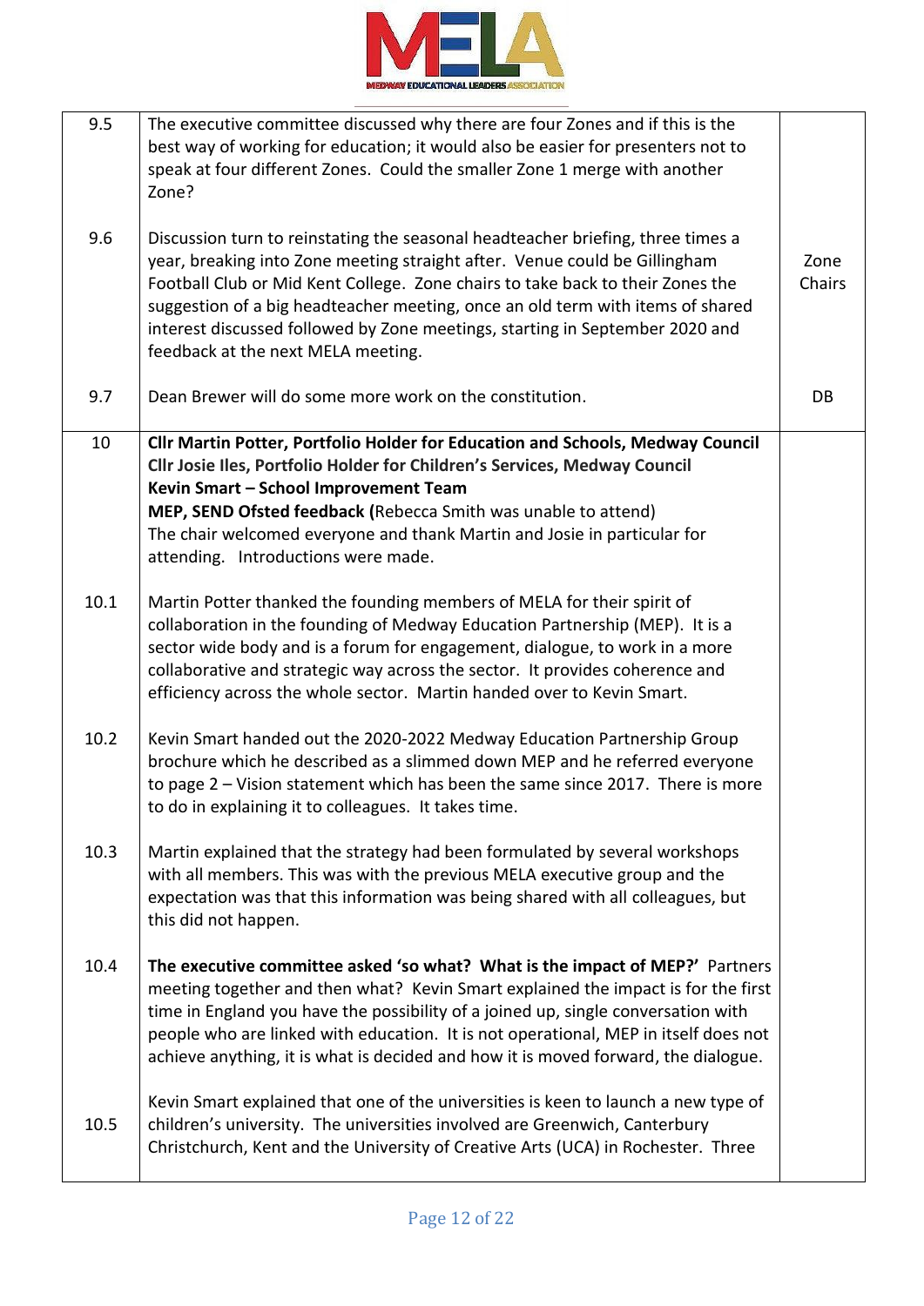| | | |
|---|---|---|
| 9.5 | The executive committee discussed why there are four Zones and if this is the best way of working for education; it would also be easier for presenters not to speak at four different Zones. Could the smaller Zone 1 merge with another Zone? | |
| 9.6 | Discussion turn to reinstating the seasonal headteacher briefing, three times a year, breaking into Zone meeting straight after. Venue could be Gillingham Football Club or Mid Kent College. Zone chairs to take back to their Zones the suggestion of a big headteacher meeting, once an old term with items of shared interest discussed followed by Zone meetings, starting in September 2020 and feedback at the next MELA meeting. | Zone Chairs |
| 9.7 | Dean Brewer will do some more work on the constitution. | DB |
| 10 | **Cllr Martin Potter, Portfolio Holder for Education and Schools, Medway Council**<br>**Cllr Josie Iles, Portfolio Holder for Children's Services, Medway Council**<br>**Kevin Smart – School Improvement Team**<br>**MEP, SEND Ofsted feedback (**Rebecca Smith was unable to attend)<br>The chair welcomed everyone and thank Martin and Josie in particular for attending. Introductions were made. | |
| 10.1 | Martin Potter thanked the founding members of MELA for their spirit of collaboration in the founding of Medway Education Partnership (MEP). It is a sector wide body and is a forum for engagement, dialogue, to work in a more collaborative and strategic way across the sector. It provides coherence and efficiency across the whole sector. Martin handed over to Kevin Smart. | |
| 10.2 | Kevin Smart handed out the 2020-2022 Medway Education Partnership Group brochure which he described as a slimmed down MEP and he referred everyone to page 2 – Vision statement which has been the same since 2017. There is more to do in explaining it to colleagues. It takes time. | |
| 10.3 | Martin explained that the strategy had been formulated by several workshops with all members. This was with the previous MELA executive group and the expectation was that this information was being shared with all colleagues, but this did not happen. | |
| 10.4 | **The executive committee asked 'so what? What is the impact of MEP?'** Partners meeting together and then what? Kevin Smart explained the impact is for the first time in England you have the possibility of a joined up, single conversation with people who are linked with education. It is not operational, MEP in itself does not achieve anything, it is what is decided and how it is moved forward, the dialogue. | |
| 10.5 | Kevin Smart explained that one of the universities is keen to launch a new type of children's university. The universities involved are Greenwich, Canterbury Christchurch, Kent and the University of Creative Arts (UCA) in Rochester. Three | |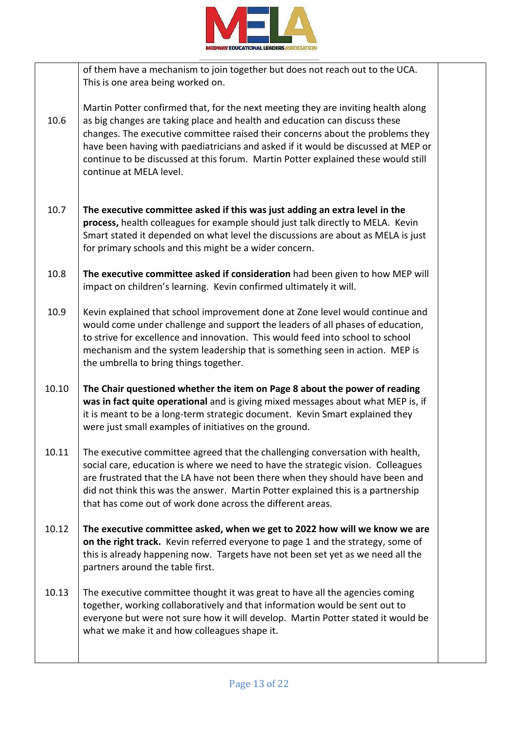| | | |
|---|---|---|
| | of them have a mechanism to join together but does not reach out to the UCA. This is one area being worked on. | |
| 10.6 | Martin Potter confirmed that, for the next meeting they are inviting health along as big changes are taking place and health and education can discuss these changes. The executive committee raised their concerns about the problems they have been having with paediatricians and asked if it would be discussed at MEP or continue to be discussed at this forum. Martin Potter explained these would still continue at MELA level. | |
| 10.7 | **The executive committee asked if this was just adding an extra level in the process,** health colleagues for example should just talk directly to MELA. Kevin Smart stated it depended on what level the discussions are about as MELA is just for primary schools and this might be a wider concern. | |
| 10.8 | **The executive committee asked if consideration** had been given to how MEP will impact on children's learning. Kevin confirmed ultimately it will. | |
| 10.9 | Kevin explained that school improvement done at Zone level would continue and would come under challenge and support the leaders of all phases of education, to strive for excellence and innovation. This would feed into school to school mechanism and the system leadership that is something seen in action. MEP is the umbrella to bring things together. | |
| 10.10 | **The Chair questioned whether the item on Page 8 about the power of reading was in fact quite operational** and is giving mixed messages about what MEP is, if it is meant to be a long-term strategic document. Kevin Smart explained they were just small examples of initiatives on the ground. | |
| 10.11 | The executive committee agreed that the challenging conversation with health, social care, education is where we need to have the strategic vision. Colleagues are frustrated that the LA have not been there when they should have been and did not think this was the answer. Martin Potter explained this is a partnership that has come out of work done across the different areas. | |
| 10.12 | **The executive committee asked, when we get to 2022 how will we know we are on the right track.** Kevin referred everyone to page 1 and the strategy, some of this is already happening now. Targets have not been set yet as we need all the partners around the table first. | |
| 10.13 | The executive committee thought it was great to have all the agencies coming together, working collaboratively and that information would be sent out to everyone but were not sure how it will develop. Martin Potter stated it would be what we make it and how colleagues shape it. | |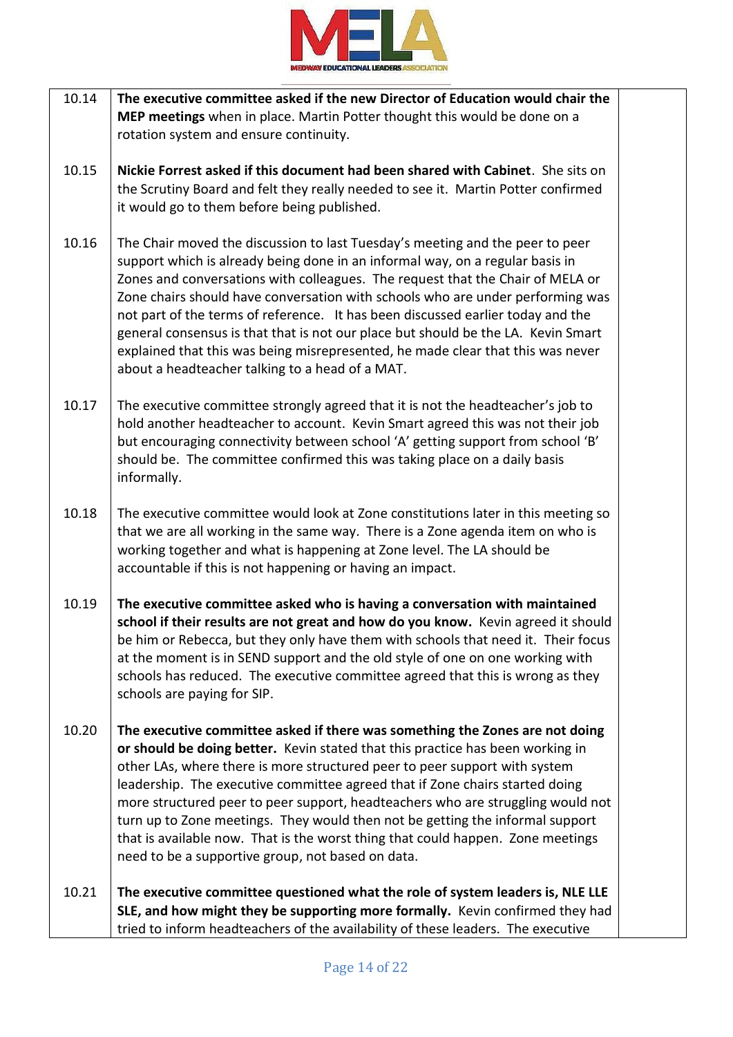| | | |
|---|---|---|
| 10.14 | **The executive committee asked if the new Director of Education would chair the MEP meetings** when in place. Martin Potter thought this would be done on a rotation system and ensure continuity. | |
| 10.15 | **Nickie Forrest asked if this document had been shared with Cabinet**. She sits on the Scrutiny Board and felt they really needed to see it. Martin Potter confirmed it would go to them before being published. | |
| 10.16 | The Chair moved the discussion to last Tuesday's meeting and the peer to peer support which is already being done in an informal way, on a regular basis in Zones and conversations with colleagues. The request that the Chair of MELA or Zone chairs should have conversation with schools who are under performing was not part of the terms of reference. It has been discussed earlier today and the general consensus is that that is not our place but should be the LA. Kevin Smart explained that this was being misrepresented, he made clear that this was never about a headteacher talking to a head of a MAT. | |
| 10.17 | The executive committee strongly agreed that it is not the headteacher's job to hold another headteacher to account. Kevin Smart agreed this was not their job but encouraging connectivity between school 'A' getting support from school 'B' should be. The committee confirmed this was taking place on a daily basis informally. | |
| 10.18 | The executive committee would look at Zone constitutions later in this meeting so that we are all working in the same way. There is a Zone agenda item on who is working together and what is happening at Zone level. The LA should be accountable if this is not happening or having an impact. | |
| 10.19 | **The executive committee asked who is having a conversation with maintained school if their results are not great and how do you know.** Kevin agreed it should be him or Rebecca, but they only have them with schools that need it. Their focus at the moment is in SEND support and the old style of one on one working with schools has reduced. The executive committee agreed that this is wrong as they schools are paying for SIP. | |
| 10.20 | **The executive committee asked if there was something the Zones are not doing or should be doing better.** Kevin stated that this practice has been working in other LAs, where there is more structured peer to peer support with system leadership. The executive committee agreed that if Zone chairs started doing more structured peer to peer support, headteachers who are struggling would not turn up to Zone meetings. They would then not be getting the informal support that is available now. That is the worst thing that could happen. Zone meetings need to be a supportive group, not based on data. | |
| 10.21 | **The executive committee questioned what the role of system leaders is, NLE LLE SLE, and how might they be supporting more formally.** Kevin confirmed they had tried to inform headteachers of the availability of these leaders. The executive | |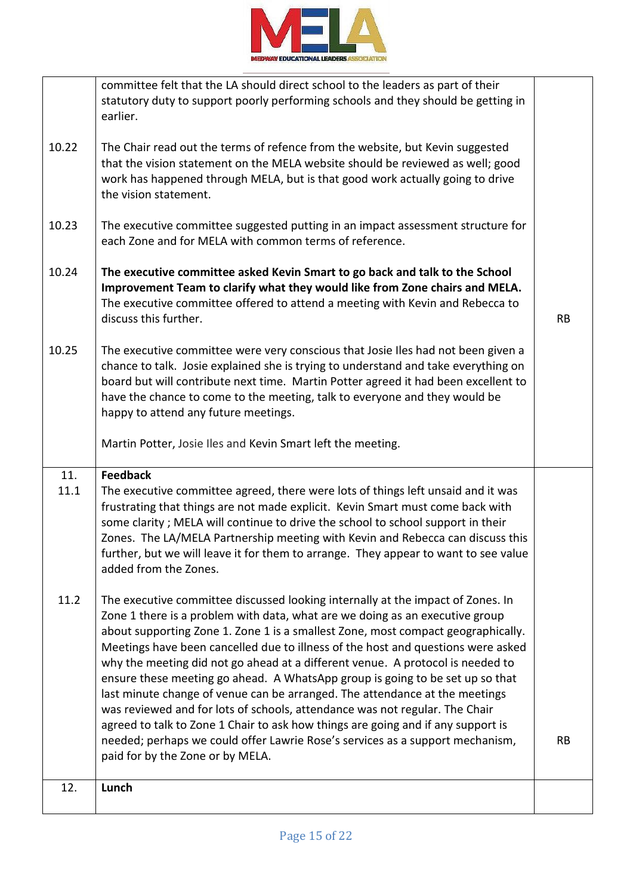| | | |
|---|---|---|
| | committee felt that the LA should direct school to the leaders as part of their statutory duty to support poorly performing schools and they should be getting in earlier. | |
| 10.22 | The Chair read out the terms of refence from the website, but Kevin suggested that the vision statement on the MELA website should be reviewed as well; good work has happened through MELA, but is that good work actually going to drive the vision statement. | |
| 10.23 | The executive committee suggested putting in an impact assessment structure for each Zone and for MELA with common terms of reference. | |
| 10.24 | **The executive committee asked Kevin Smart to go back and talk to the School Improvement Team to clarify what they would like from Zone chairs and MELA.** The executive committee offered to attend a meeting with Kevin and Rebecca to discuss this further. | RB |
| 10.25 | The executive committee were very conscious that Josie Iles had not been given a chance to talk. Josie explained she is trying to understand and take everything on board but will contribute next time. Martin Potter agreed it had been excellent to have the chance to come to the meeting, talk to everyone and they would be happy to attend any future meetings.<br><br>Martin Potter, Josie Iles and Kevin Smart left the meeting. | |
| 11.<br>11.1 | **Feedback**<br>The executive committee agreed, there were lots of things left unsaid and it was frustrating that things are not made explicit. Kevin Smart must come back with some clarity ; MELA will continue to drive the school to school support in their Zones. The LA/MELA Partnership meeting with Kevin and Rebecca can discuss this further, but we will leave it for them to arrange. They appear to want to see value added from the Zones. | |
| 11.2 | The executive committee discussed looking internally at the impact of Zones. In Zone 1 there is a problem with data, what are we doing as an executive group about supporting Zone 1. Zone 1 is a smallest Zone, most compact geographically. Meetings have been cancelled due to illness of the host and questions were asked why the meeting did not go ahead at a different venue. A protocol is needed to ensure these meeting go ahead. A WhatsApp group is going to be set up so that last minute change of venue can be arranged. The attendance at the meetings was reviewed and for lots of schools, attendance was not regular. The Chair agreed to talk to Zone 1 Chair to ask how things are going and if any support is needed; perhaps we could offer Lawrie Rose's services as a support mechanism, paid for by the Zone or by MELA. | RB |
| 12. | **Lunch** | |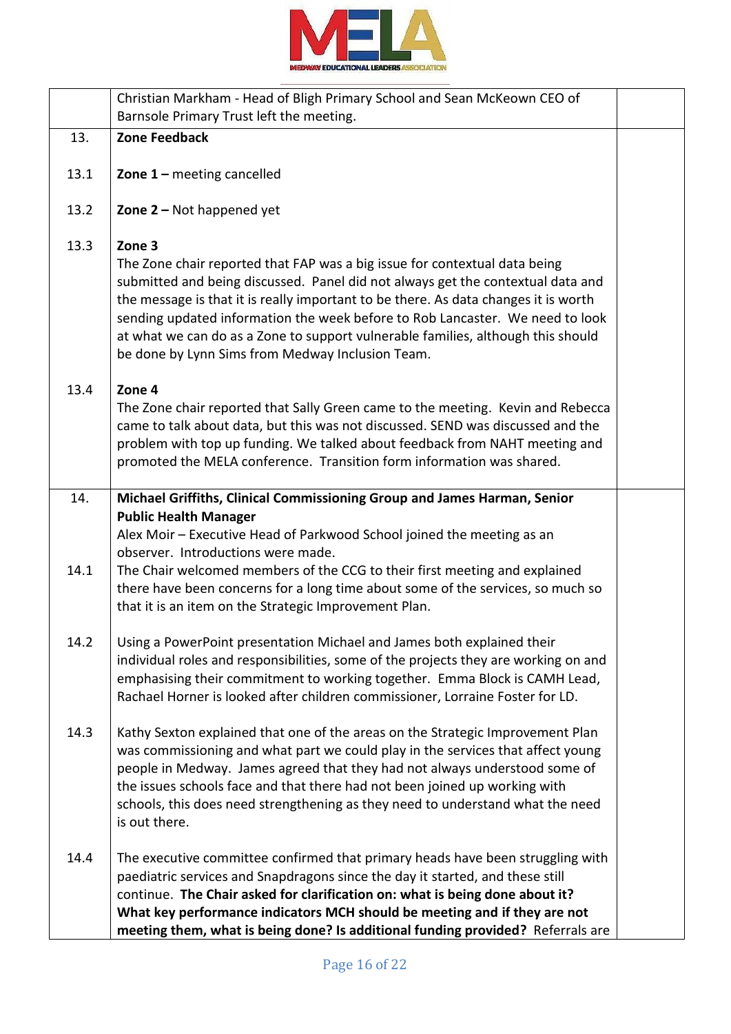| | | |
|---|---|---|
| | Christian Markham - Head of Bligh Primary School and Sean McKeown CEO of Barnsole Primary Trust left the meeting. | |
| 13. | **Zone Feedback** | |
| 13.1 | **Zone 1 –** meeting cancelled | |
| 13.2 | **Zone 2 –** Not happened yet | |
| 13.3 | **Zone 3**<br>The Zone chair reported that FAP was a big issue for contextual data being submitted and being discussed. Panel did not always get the contextual data and the message is that it is really important to be there. As data changes it is worth sending updated information the week before to Rob Lancaster. We need to look at what we can do as a Zone to support vulnerable families, although this should be done by Lynn Sims from Medway Inclusion Team. | |
| 13.4 | **Zone 4**<br>The Zone chair reported that Sally Green came to the meeting. Kevin and Rebecca came to talk about data, but this was not discussed. SEND was discussed and the problem with top up funding. We talked about feedback from NAHT meeting and promoted the MELA conference. Transition form information was shared. | |
| 14. | **Michael Griffiths, Clinical Commissioning Group and James Harman, Senior Public Health Manager**<br>Alex Moir – Executive Head of Parkwood School joined the meeting as an observer. Introductions were made. | |
| 14.1 | The Chair welcomed members of the CCG to their first meeting and explained there have been concerns for a long time about some of the services, so much so that it is an item on the Strategic Improvement Plan. | |
| 14.2 | Using a PowerPoint presentation Michael and James both explained their individual roles and responsibilities, some of the projects they are working on and emphasising their commitment to working together. Emma Block is CAMH Lead, Rachael Horner is looked after children commissioner, Lorraine Foster for LD. | |
| 14.3 | Kathy Sexton explained that one of the areas on the Strategic Improvement Plan was commissioning and what part we could play in the services that affect young people in Medway. James agreed that they had not always understood some of the issues schools face and that there had not been joined up working with schools, this does need strengthening as they need to understand what the need is out there. | |
| 14.4 | The executive committee confirmed that primary heads have been struggling with paediatric services and Snapdragons since the day it started, and these still continue. **The Chair asked for clarification on: what is being done about it? What key performance indicators MCH should be meeting and if they are not meeting them, what is being done? Is additional funding provided?** Referrals are | |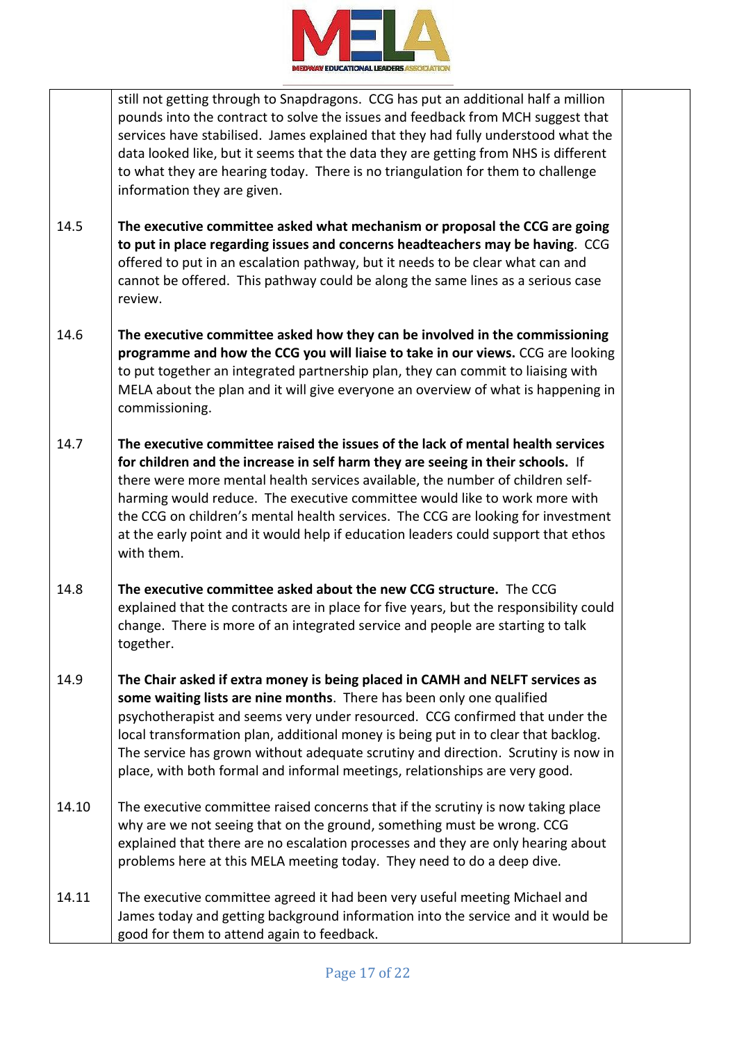| | | |
|---|---|---|
| | still not getting through to Snapdragons. CCG has put an additional half a million pounds into the contract to solve the issues and feedback from MCH suggest that services have stabilised. James explained that they had fully understood what the data looked like, but it seems that the data they are getting from NHS is different to what they are hearing today. There is no triangulation for them to challenge information they are given. | |
| 14.5 | **The executive committee asked what mechanism or proposal the CCG are going to put in place regarding issues and concerns headteachers may be having**. CCG offered to put in an escalation pathway, but it needs to be clear what can and cannot be offered. This pathway could be along the same lines as a serious case review. | |
| 14.6 | **The executive committee asked how they can be involved in the commissioning programme and how the CCG you will liaise to take in our views.** CCG are looking to put together an integrated partnership plan, they can commit to liaising with MELA about the plan and it will give everyone an overview of what is happening in commissioning. | |
| 14.7 | **The executive committee raised the issues of the lack of mental health services for children and the increase in self harm they are seeing in their schools.** If there were more mental health services available, the number of children self-harming would reduce. The executive committee would like to work more with the CCG on children's mental health services. The CCG are looking for investment at the early point and it would help if education leaders could support that ethos with them. | |
| 14.8 | **The executive committee asked about the new CCG structure.** The CCG explained that the contracts are in place for five years, but the responsibility could change. There is more of an integrated service and people are starting to talk together. | |
| 14.9 | **The Chair asked if extra money is being placed in CAMH and NELFT services as some waiting lists are nine months**. There has been only one qualified psychotherapist and seems very under resourced. CCG confirmed that under the local transformation plan, additional money is being put in to clear that backlog. The service has grown without adequate scrutiny and direction. Scrutiny is now in place, with both formal and informal meetings, relationships are very good. | |
| 14.10 | The executive committee raised concerns that if the scrutiny is now taking place why are we not seeing that on the ground, something must be wrong. CCG explained that there are no escalation processes and they are only hearing about problems here at this MELA meeting today. They need to do a deep dive. | |
| 14.11 | The executive committee agreed it had been very useful meeting Michael and James today and getting background information into the service and it would be good for them to attend again to feedback. | |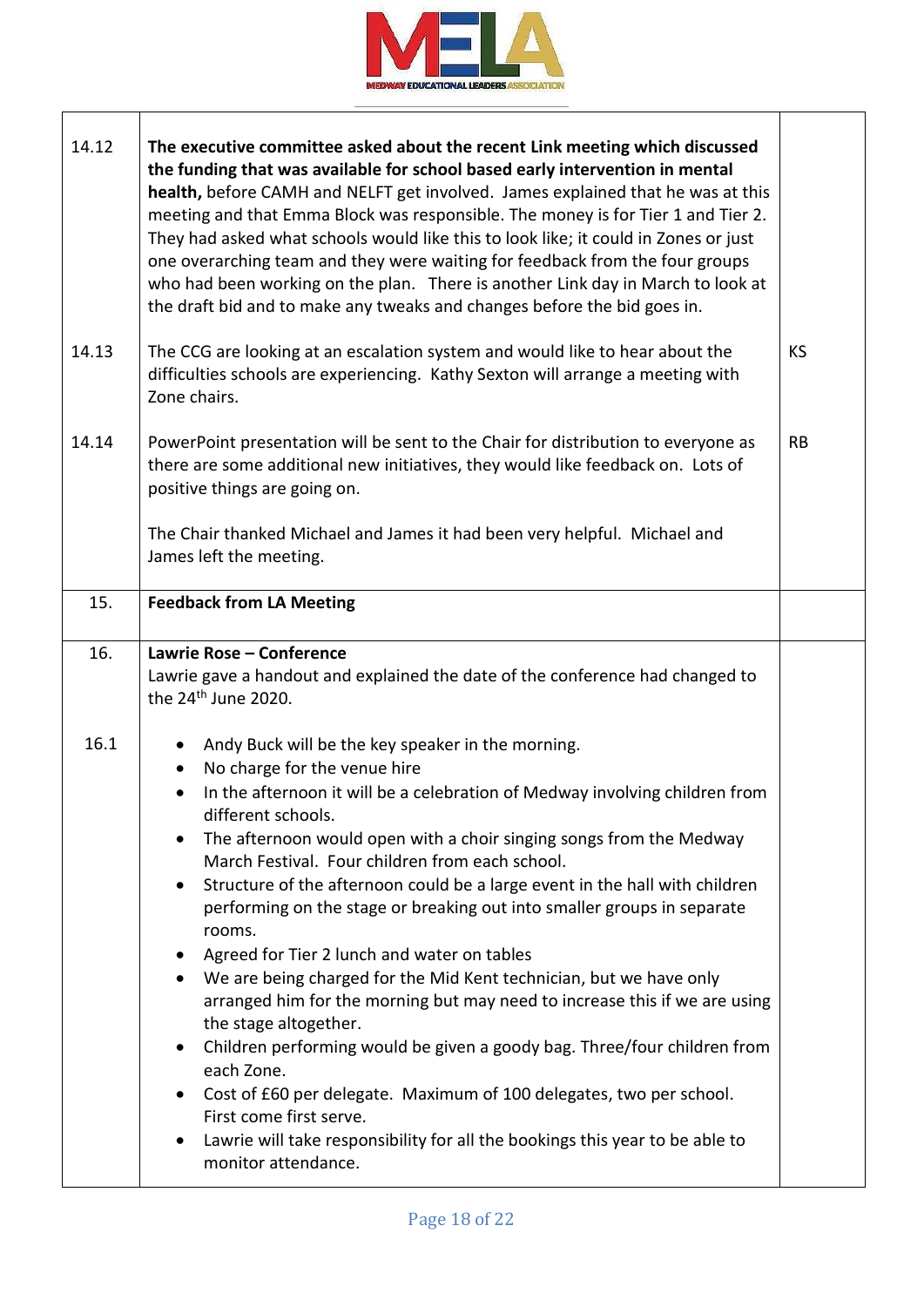| | | |
|---|---|---|
| 14.12 | **The executive committee asked about the recent Link meeting which discussed the funding that was available for school based early intervention in mental health,** before CAMH and NELFT get involved. James explained that he was at this meeting and that Emma Block was responsible. The money is for Tier 1 and Tier 2. They had asked what schools would like this to look like; it could in Zones or just one overarching team and they were waiting for feedback from the four groups who had been working on the plan. There is another Link day in March to look at the draft bid and to make any tweaks and changes before the bid goes in. | |
| 14.13 | The CCG are looking at an escalation system and would like to hear about the difficulties schools are experiencing. Kathy Sexton will arrange a meeting with Zone chairs. | KS |
| 14.14 | PowerPoint presentation will be sent to the Chair for distribution to everyone as there are some additional new initiatives, they would like feedback on. Lots of positive things are going on.<br><br>The Chair thanked Michael and James it had been very helpful. Michael and James left the meeting. | RB |
| 15. | **Feedback from LA Meeting** | |
| 16. | **Lawrie Rose – Conference**<br>Lawrie gave a handout and explained the date of the conference had changed to the 24th June 2020. | |
| 16.1 | • Andy Buck will be the key speaker in the morning.<br>• No charge for the venue hire<br>• In the afternoon it will be a celebration of Medway involving children from different schools.<br>• The afternoon would open with a choir singing songs from the Medway March Festival. Four children from each school.<br>• Structure of the afternoon could be a large event in the hall with children performing on the stage or breaking out into smaller groups in separate rooms.<br>• Agreed for Tier 2 lunch and water on tables<br>• We are being charged for the Mid Kent technician, but we have only arranged him for the morning but may need to increase this if we are using the stage altogether.<br>• Children performing would be given a goody bag. Three/four children from each Zone.<br>• Cost of £60 per delegate. Maximum of 100 delegates, two per school. First come first serve.<br>• Lawrie will take responsibility for all the bookings this year to be able to monitor attendance. | |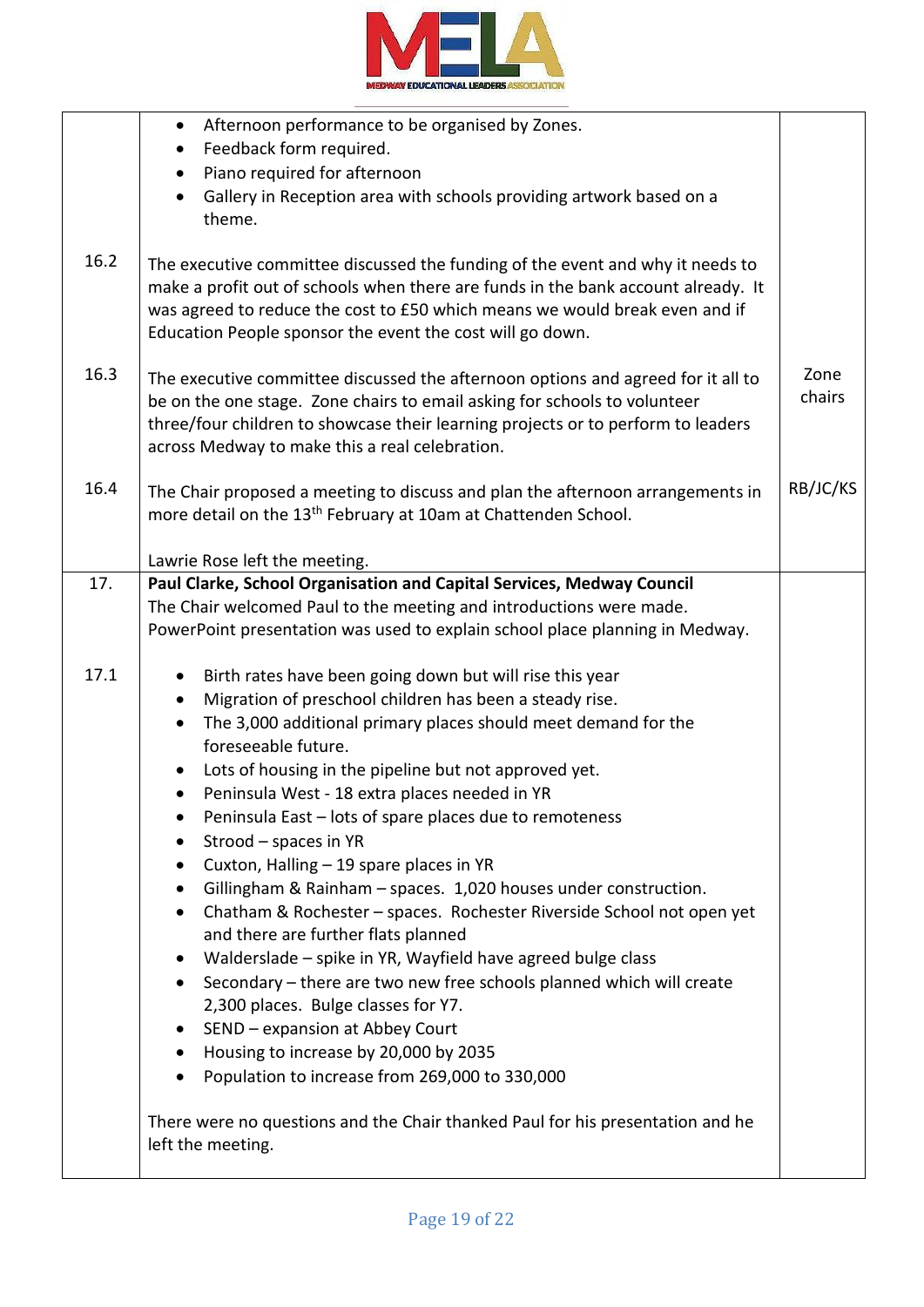| | | |
|---|---|---|
| | • Afternoon performance to be organised by Zones.<br>• Feedback form required.<br>• Piano required for afternoon<br>• Gallery in Reception area with schools providing artwork based on a theme. | |
| 16.2 | The executive committee discussed the funding of the event and why it needs to make a profit out of schools when there are funds in the bank account already. It was agreed to reduce the cost to £50 which means we would break even and if Education People sponsor the event the cost will go down. | |
| 16.3 | The executive committee discussed the afternoon options and agreed for it all to be on the one stage. Zone chairs to email asking for schools to volunteer three/four children to showcase their learning projects or to perform to leaders across Medway to make this a real celebration. | Zone chairs |
| 16.4 | The Chair proposed a meeting to discuss and plan the afternoon arrangements in more detail on the 13th February at 10am at Chattenden School.<br><br>Lawrie Rose left the meeting. | RB/JC/KS |
| 17. | **Paul Clarke, School Organisation and Capital Services, Medway Council**<br>The Chair welcomed Paul to the meeting and introductions were made.<br>PowerPoint presentation was used to explain school place planning in Medway. | |
| 17.1 | • Birth rates have been going down but will rise this year<br>• Migration of preschool children has been a steady rise.<br>• The 3,000 additional primary places should meet demand for the foreseeable future.<br>• Lots of housing in the pipeline but not approved yet.<br>• Peninsula West - 18 extra places needed in YR<br>• Peninsula East – lots of spare places due to remoteness<br>• Strood – spaces in YR<br>• Cuxton, Halling – 19 spare places in YR<br>• Gillingham & Rainham – spaces. 1,020 houses under construction.<br>• Chatham & Rochester – spaces. Rochester Riverside School not open yet and there are further flats planned<br>• Walderslade – spike in YR, Wayfield have agreed bulge class<br>• Secondary – there are two new free schools planned which will create 2,300 places. Bulge classes for Y7.<br>• SEND – expansion at Abbey Court<br>• Housing to increase by 20,000 by 2035<br>• Population to increase from 269,000 to 330,000<br><br>There were no questions and the Chair thanked Paul for his presentation and he left the meeting. | |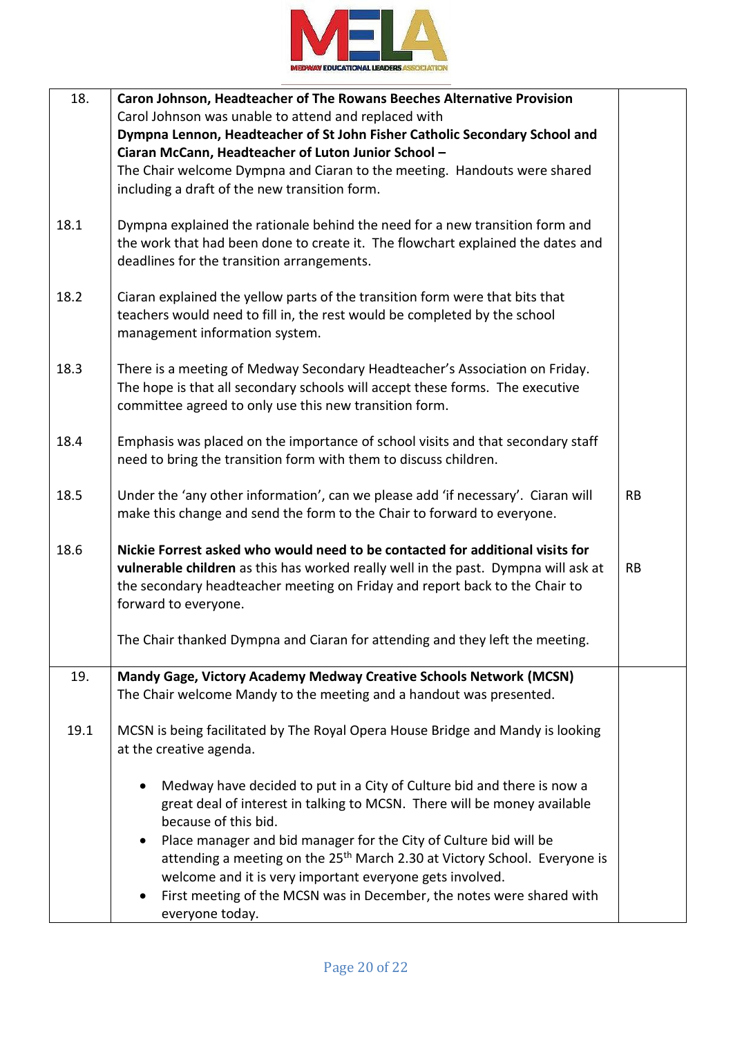| | | |
|---|---|---|
| 18. | **Caron Johnson, Headteacher of The Rowans Beeches Alternative Provision**<br>Carol Johnson was unable to attend and replaced with<br>**Dympna Lennon, Headteacher of St John Fisher Catholic Secondary School and Ciaran McCann, Headteacher of Luton Junior School –**<br>The Chair welcome Dympna and Ciaran to the meeting. Handouts were shared including a draft of the new transition form. | |
| 18.1 | Dympna explained the rationale behind the need for a new transition form and the work that had been done to create it. The flowchart explained the dates and deadlines for the transition arrangements. | |
| 18.2 | Ciaran explained the yellow parts of the transition form were that bits that teachers would need to fill in, the rest would be completed by the school management information system. | |
| 18.3 | There is a meeting of Medway Secondary Headteacher's Association on Friday. The hope is that all secondary schools will accept these forms. The executive committee agreed to only use this new transition form. | |
| 18.4 | Emphasis was placed on the importance of school visits and that secondary staff need to bring the transition form with them to discuss children. | |
| 18.5 | Under the 'any other information', can we please add 'if necessary'. Ciaran will make this change and send the form to the Chair to forward to everyone. | RB |
| 18.6 | **Nickie Forrest asked who would need to be contacted for additional visits for vulnerable children** as this has worked really well in the past. Dympna will ask at the secondary headteacher meeting on Friday and report back to the Chair to forward to everyone.<br><br>The Chair thanked Dympna and Ciaran for attending and they left the meeting. | RB |
| 19. | **Mandy Gage, Victory Academy Medway Creative Schools Network (MCSN)**<br>The Chair welcome Mandy to the meeting and a handout was presented. | |
| 19.1 | MCSN is being facilitated by The Royal Opera House Bridge and Mandy is looking at the creative agenda.<br><br>• Medway have decided to put in a City of Culture bid and there is now a great deal of interest in talking to MCSN. There will be money available because of this bid.<br>• Place manager and bid manager for the City of Culture bid will be attending a meeting on the 25th March 2.30 at Victory School. Everyone is welcome and it is very important everyone gets involved.<br>• First meeting of the MCSN was in December, the notes were shared with everyone today. | |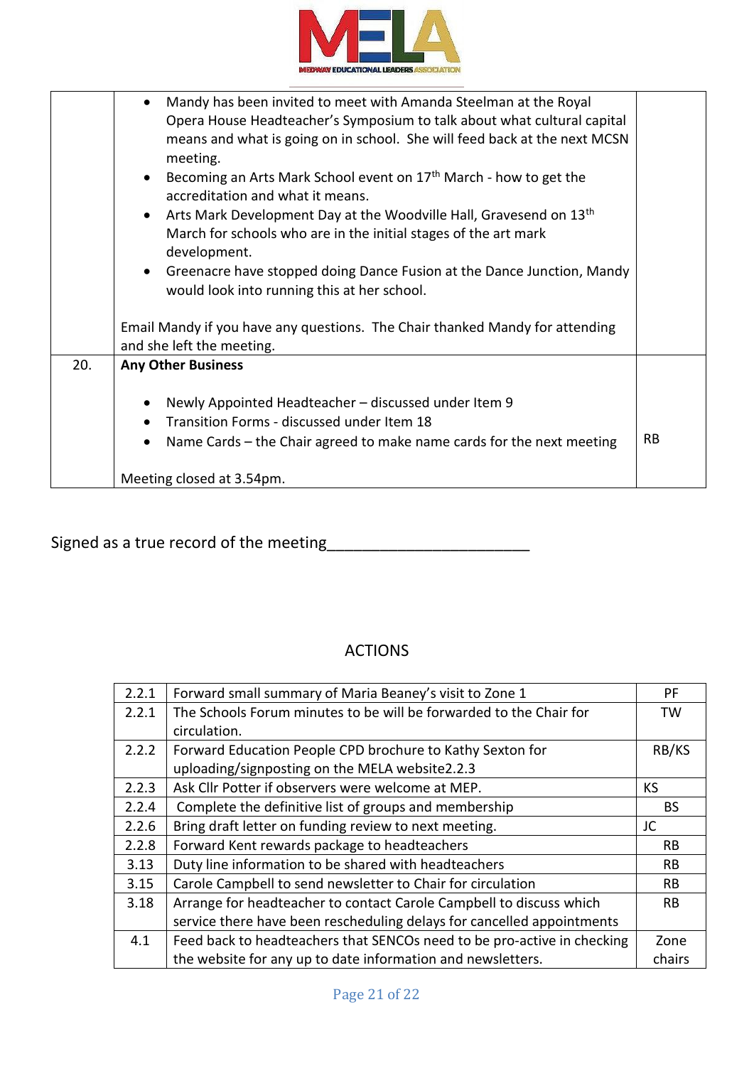| | | |
|---|---|---|
| | • Mandy has been invited to meet with Amanda Steelman at the Royal Opera House Headteacher's Symposium to talk about what cultural capital means and what is going on in school. She will feed back at the next MCSN meeting.<br>• Becoming an Arts Mark School event on 17th March - how to get the accreditation and what it means.<br>• Arts Mark Development Day at the Woodville Hall, Gravesend on 13th March for schools who are in the initial stages of the art mark development.<br>• Greenacre have stopped doing Dance Fusion at the Dance Junction, Mandy would look into running this at her school.<br><br>Email Mandy if you have any questions. The Chair thanked Mandy for attending and she left the meeting. | |
| 20. | **Any Other Business**<br><br>• Newly Appointed Headteacher – discussed under Item 9<br>• Transition Forms - discussed under Item 18<br>• Name Cards – the Chair agreed to make name cards for the next meeting<br><br>Meeting closed at 3.54pm. | RB |

Signed as a true record of the meeting_______________________

## ACTIONS

| | | |
|---|---|---|
| 2.2.1 | Forward small summary of Maria Beaney's visit to Zone 1 | PF |
| 2.2.1 | The Schools Forum minutes to be will be forwarded to the Chair for circulation. | TW |
| 2.2.2 | Forward Education People CPD brochure to Kathy Sexton for uploading/signposting on the MELA website2.2.3 | RB/KS |
| 2.2.3 | Ask Cllr Potter if observers were welcome at MEP. | KS |
| 2.2.4 | Complete the definitive list of groups and membership | BS |
| 2.2.6 | Bring draft letter on funding review to next meeting. | JC |
| 2.2.8 | Forward Kent rewards package to headteachers | RB |
| 3.13 | Duty line information to be shared with headteachers | RB |
| 3.15 | Carole Campbell to send newsletter to Chair for circulation | RB |
| 3.18 | Arrange for headteacher to contact Carole Campbell to discuss which service there have been rescheduling delays for cancelled appointments | RB |
| 4.1 | Feed back to headteachers that SENCOs need to be pro-active in checking the website for any up to date information and newsletters. | Zone chairs |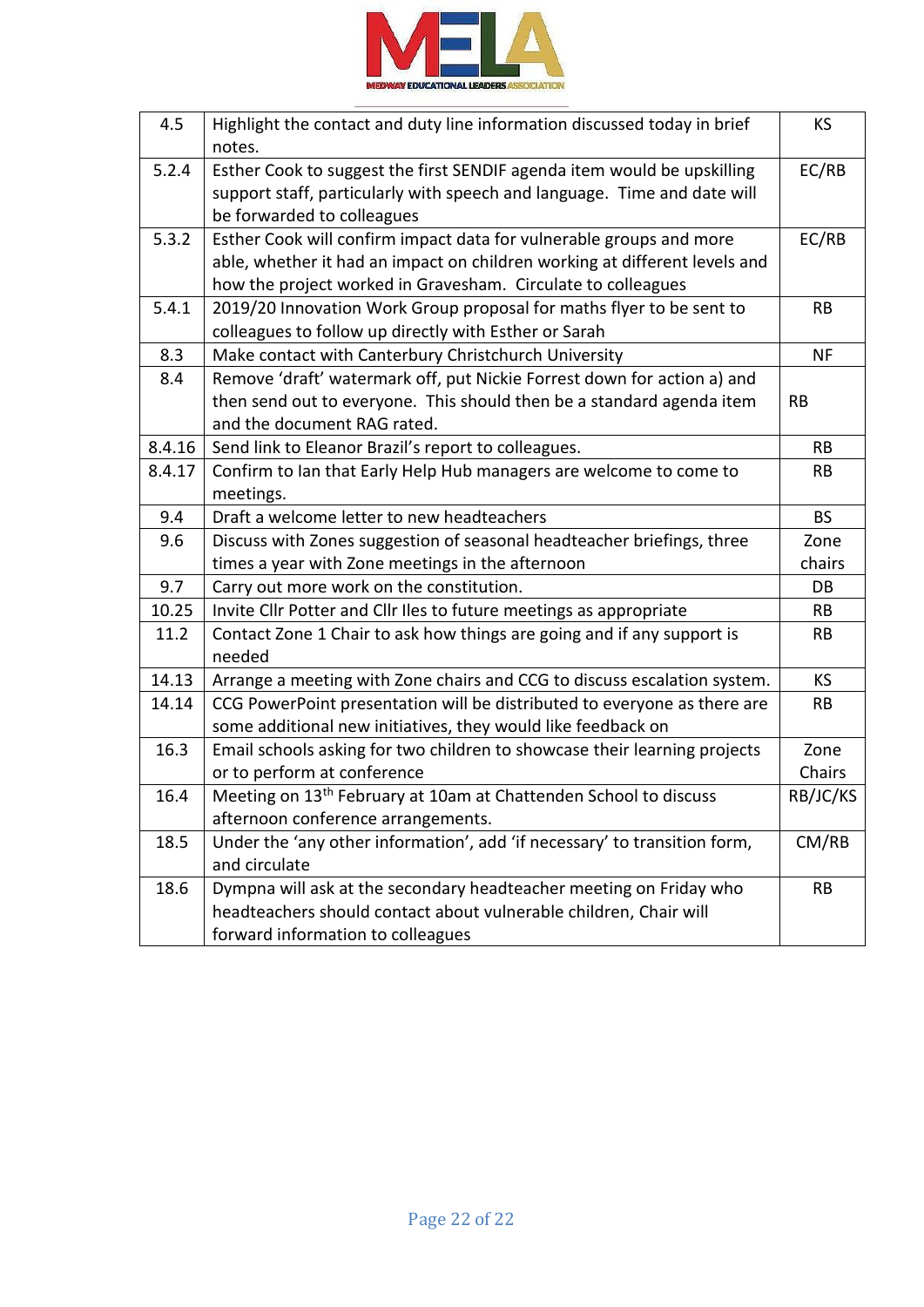| | | |
|---|---|---|
| 4.5 | Highlight the contact and duty line information discussed today in brief notes. | KS |
| 5.2.4 | Esther Cook to suggest the first SENDIF agenda item would be upskilling support staff, particularly with speech and language. Time and date will be forwarded to colleagues | EC/RB |
| 5.3.2 | Esther Cook will confirm impact data for vulnerable groups and more able, whether it had an impact on children working at different levels and how the project worked in Gravesham. Circulate to colleagues | EC/RB |
| 5.4.1 | 2019/20 Innovation Work Group proposal for maths flyer to be sent to colleagues to follow up directly with Esther or Sarah | RB |
| 8.3 | Make contact with Canterbury Christchurch University | NF |
| 8.4 | Remove 'draft' watermark off, put Nickie Forrest down for action a) and then send out to everyone. This should then be a standard agenda item and the document RAG rated. | RB |
| 8.4.16 | Send link to Eleanor Brazil's report to colleagues. | RB |
| 8.4.17 | Confirm to Ian that Early Help Hub managers are welcome to come to meetings. | RB |
| 9.4 | Draft a welcome letter to new headteachers | BS |
| 9.6 | Discuss with Zones suggestion of seasonal headteacher briefings, three times a year with Zone meetings in the afternoon | Zone chairs |
| 9.7 | Carry out more work on the constitution. | DB |
| 10.25 | Invite Cllr Potter and Cllr Iles to future meetings as appropriate | RB |
| 11.2 | Contact Zone 1 Chair to ask how things are going and if any support is needed | RB |
| 14.13 | Arrange a meeting with Zone chairs and CCG to discuss escalation system. | KS |
| 14.14 | CCG PowerPoint presentation will be distributed to everyone as there are some additional new initiatives, they would like feedback on | RB |
| 16.3 | Email schools asking for two children to showcase their learning projects or to perform at conference | Zone Chairs |
| 16.4 | Meeting on 13th February at 10am at Chattenden School to discuss afternoon conference arrangements. | RB/JC/KS |
| 18.5 | Under the 'any other information', add 'if necessary' to transition form, and circulate | CM/RB |
| 18.6 | Dympna will ask at the secondary headteacher meeting on Friday who headteachers should contact about vulnerable children, Chair will forward information to colleagues | RB |